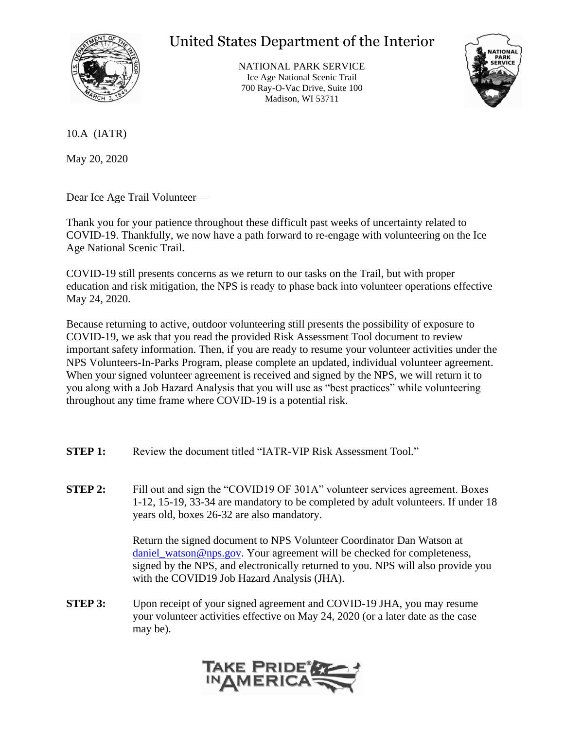# United States Department of the Interior

NATIONAL PARK SERVICE
Ice Age National Scenic Trail
700 Ray-O-Vac Drive, Suite 100
Madison, WI 53711

10.A (IATR)

May 20, 2020

Dear Ice Age Trail Volunteer—

Thank you for your patience throughout these difficult past weeks of uncertainty related to COVID-19. Thankfully, we now have a path forward to re-engage with volunteering on the Ice Age National Scenic Trail.

COVID-19 still presents concerns as we return to our tasks on the Trail, but with proper education and risk mitigation, the NPS is ready to phase back into volunteer operations effective May 24, 2020.

Because returning to active, outdoor volunteering still presents the possibility of exposure to COVID-19, we ask that you read the provided Risk Assessment Tool document to review important safety information. Then, if you are ready to resume your volunteer activities under the NPS Volunteers-In-Parks Program, please complete an updated, individual volunteer agreement. When your signed volunteer agreement is received and signed by the NPS, we will return it to you along with a Job Hazard Analysis that you will use as "best practices" while volunteering throughout any time frame where COVID-19 is a potential risk.

**STEP 1:** Review the document titled "IATR-VIP Risk Assessment Tool."

**STEP 2:** Fill out and sign the "COVID19 OF 301A" volunteer services agreement. Boxes 1-12, 15-19, 33-34 are mandatory to be completed by adult volunteers. If under 18 years old, boxes 26-32 are also mandatory.

Return the signed document to NPS Volunteer Coordinator Dan Watson at daniel_watson@nps.gov. Your agreement will be checked for completeness, signed by the NPS, and electronically returned to you. NPS will also provide you with the COVID19 Job Hazard Analysis (JHA).

**STEP 3:** Upon receipt of your signed agreement and COVID-19 JHA, you may resume your volunteer activities effective on May 24, 2020 (or a later date as the case may be).

TAKE PRIDE IN AMERICA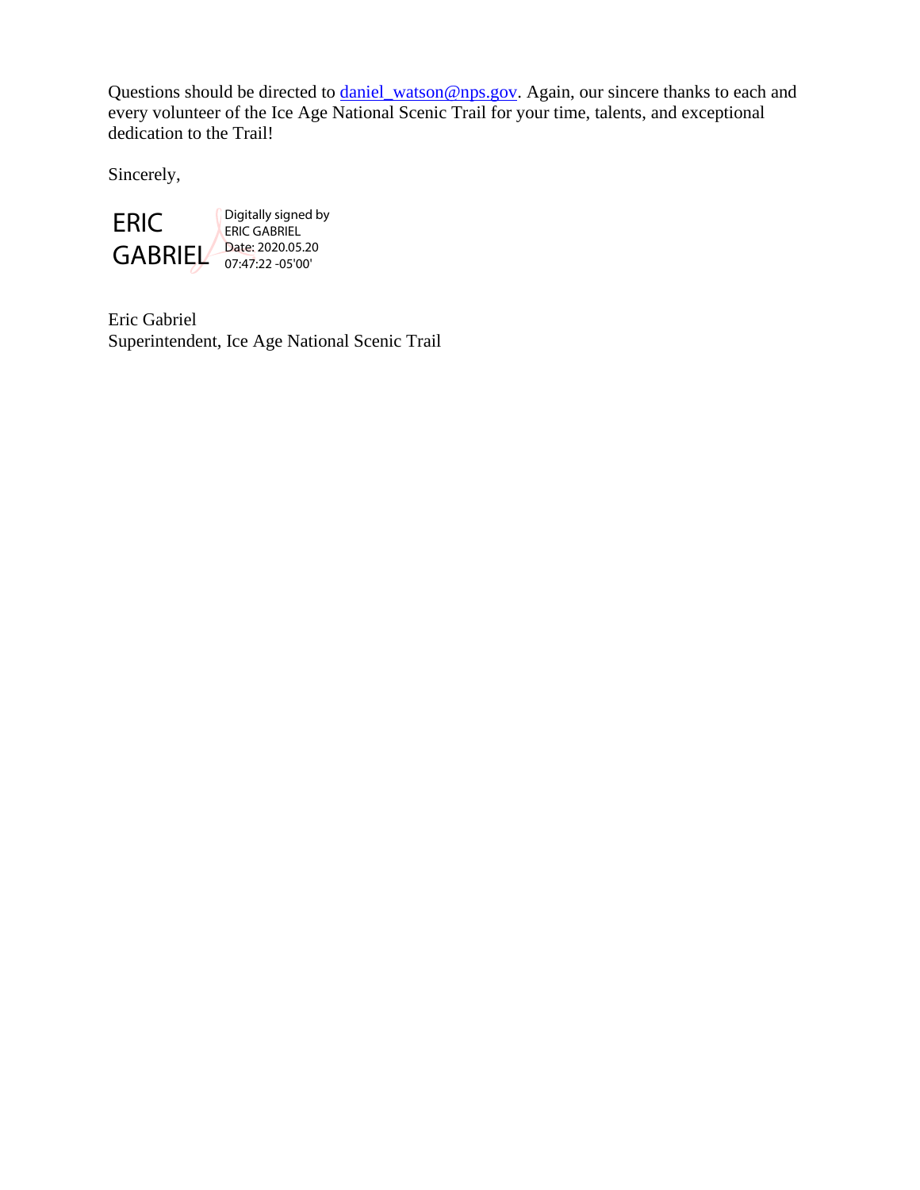Questions should be directed to daniel_watson@nps.gov. Again, our sincere thanks to each and every volunteer of the Ice Age National Scenic Trail for your time, talents, and exceptional dedication to the Trail!

Sincerely,

ERIC GABRIEL
Digitally signed by ERIC GABRIEL
Date: 2020.05.20 07:47:22 -05'00'

Eric Gabriel
Superintendent, Ice Age National Scenic Trail